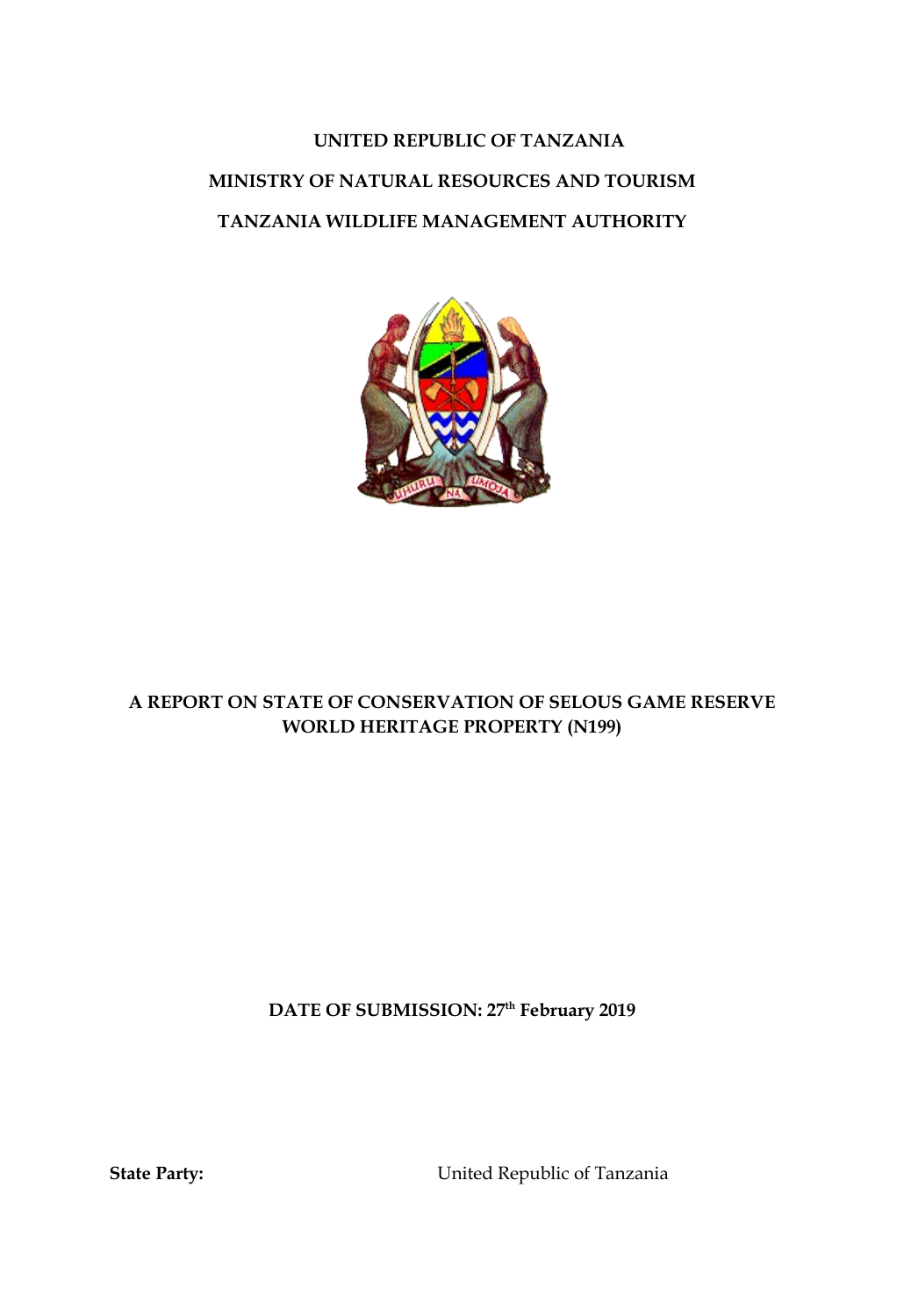**UNITED REPUBLIC OF TANZANIA**

**MINISTRY OF NATURAL RESOURCES AND TOURISM**

**TANZANIA WILDLIFE MANAGEMENT AUTHORITY**

# A REPORT ON STATE OF CONSERVATION OF SELOUS GAME RESERVE WORLD HERITAGE PROPERTY (N199)

**DATE OF SUBMISSION: 27th February 2019**

**State Party:** United Republic of Tanzania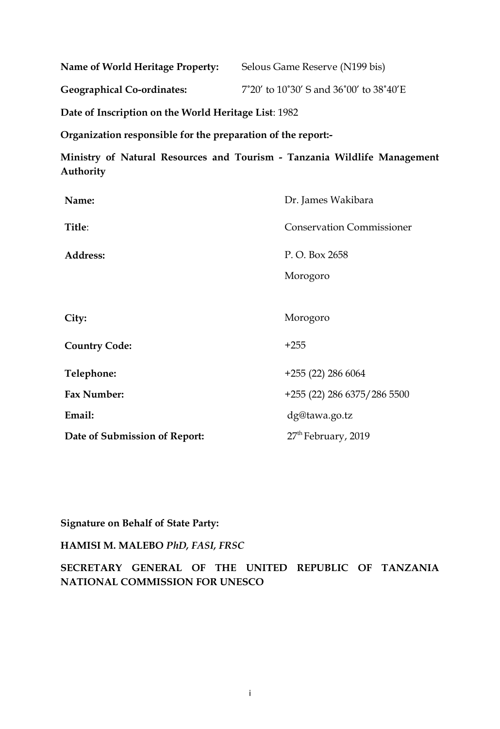**Name of World Heritage Property:** Selous Game Reserve (N199 bis)

**Geographical Co-ordinates:** 7˚20′ to 10˚30′ S and 36˚00′ to 38˚40′E

**Date of Inscription on the World Heritage List**: 1982

**Organization responsible for the preparation of the report:-**

**Ministry of Natural Resources and Tourism - Tanzania Wildlife Management Authority**

| | |
|---|---|
| **Name:** | Dr. James Wakibara |
| **Title**: | Conservation Commissioner |
| **Address:** | P. O. Box 2658<br>Morogoro |
| **City:** | Morogoro |
| **Country Code:** | +255 |
| **Telephone:** | +255 (22) 286 6064 |
| **Fax Number:** | +255 (22) 286 6375/286 5500 |
| **Email:** | dg@tawa.go.tz |
| **Date of Submission of Report:** | 27th February, 2019 |

**Signature on Behalf of State Party:**

**HAMISI M. MALEBO** ***PhD, FASI, FRSC***

**SECRETARY GENERAL OF THE UNITED REPUBLIC OF TANZANIA NATIONAL COMMISSION FOR UNESCO**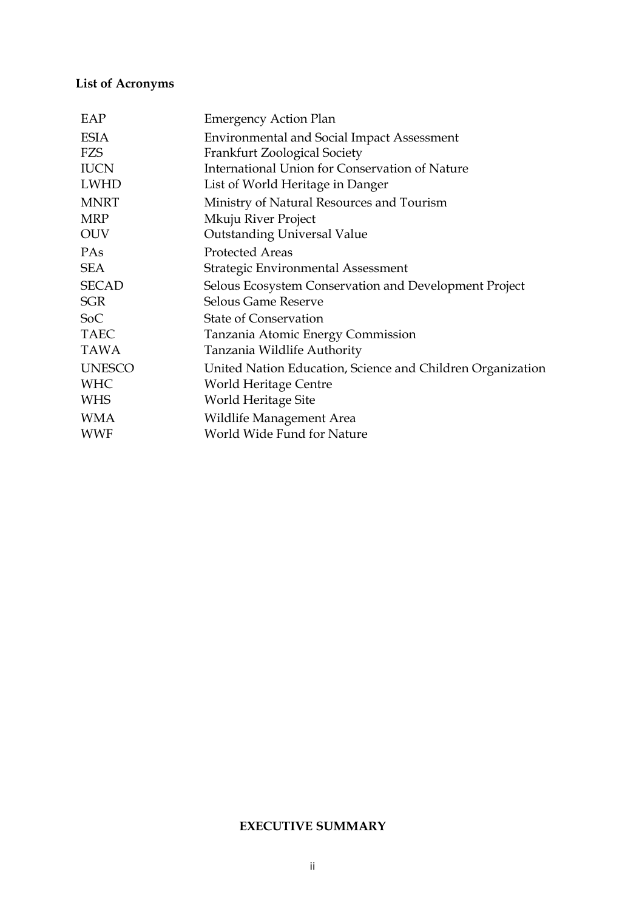**List of Acronyms**

| | |
|---|---|
| EAP | Emergency Action Plan |
| ESIA | Environmental and Social Impact Assessment |
| FZS | Frankfurt Zoological Society |
| IUCN | International Union for Conservation of Nature |
| LWHD | List of World Heritage in Danger |
| MNRT | Ministry of Natural Resources and Tourism |
| MRP | Mkuju River Project |
| OUV | Outstanding Universal Value |
| PAs | Protected Areas |
| SEA | Strategic Environmental Assessment |
| SECAD | Selous Ecosystem Conservation and Development Project |
| SGR | Selous Game Reserve |
| SoC | State of Conservation |
| TAEC | Tanzania Atomic Energy Commission |
| TAWA | Tanzania Wildlife Authority |
| UNESCO | United Nation Education, Science and Children Organization |
| WHC | World Heritage Centre |
| WHS | World Heritage Site |
| WMA | Wildlife Management Area |
| WWF | World Wide Fund for Nature |

**EXECUTIVE SUMMARY**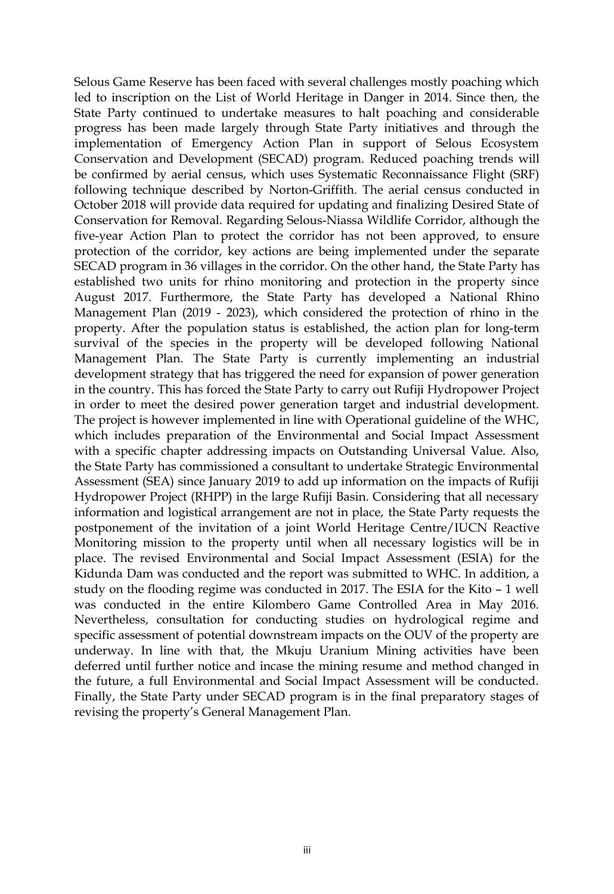Selous Game Reserve has been faced with several challenges mostly poaching which led to inscription on the List of World Heritage in Danger in 2014. Since then, the State Party continued to undertake measures to halt poaching and considerable progress has been made largely through State Party initiatives and through the implementation of Emergency Action Plan in support of Selous Ecosystem Conservation and Development (SECAD) program. Reduced poaching trends will be confirmed by aerial census, which uses Systematic Reconnaissance Flight (SRF) following technique described by Norton-Griffith. The aerial census conducted in October 2018 will provide data required for updating and finalizing Desired State of Conservation for Removal. Regarding Selous-Niassa Wildlife Corridor, although the five-year Action Plan to protect the corridor has not been approved, to ensure protection of the corridor, key actions are being implemented under the separate SECAD program in 36 villages in the corridor. On the other hand, the State Party has established two units for rhino monitoring and protection in the property since August 2017. Furthermore, the State Party has developed a National Rhino Management Plan (2019 - 2023), which considered the protection of rhino in the property. After the population status is established, the action plan for long-term survival of the species in the property will be developed following National Management Plan. The State Party is currently implementing an industrial development strategy that has triggered the need for expansion of power generation in the country. This has forced the State Party to carry out Rufiji Hydropower Project in order to meet the desired power generation target and industrial development. The project is however implemented in line with Operational guideline of the WHC, which includes preparation of the Environmental and Social Impact Assessment with a specific chapter addressing impacts on Outstanding Universal Value. Also, the State Party has commissioned a consultant to undertake Strategic Environmental Assessment (SEA) since January 2019 to add up information on the impacts of Rufiji Hydropower Project (RHPP) in the large Rufiji Basin. Considering that all necessary information and logistical arrangement are not in place, the State Party requests the postponement of the invitation of a joint World Heritage Centre/IUCN Reactive Monitoring mission to the property until when all necessary logistics will be in place. The revised Environmental and Social Impact Assessment (ESIA) for the Kidunda Dam was conducted and the report was submitted to WHC. In addition, a study on the flooding regime was conducted in 2017. The ESIA for the Kito – 1 well was conducted in the entire Kilombero Game Controlled Area in May 2016. Nevertheless, consultation for conducting studies on hydrological regime and specific assessment of potential downstream impacts on the OUV of the property are underway. In line with that, the Mkuju Uranium Mining activities have been deferred until further notice and incase the mining resume and method changed in the future, a full Environmental and Social Impact Assessment will be conducted. Finally, the State Party under SECAD program is in the final preparatory stages of revising the property's General Management Plan.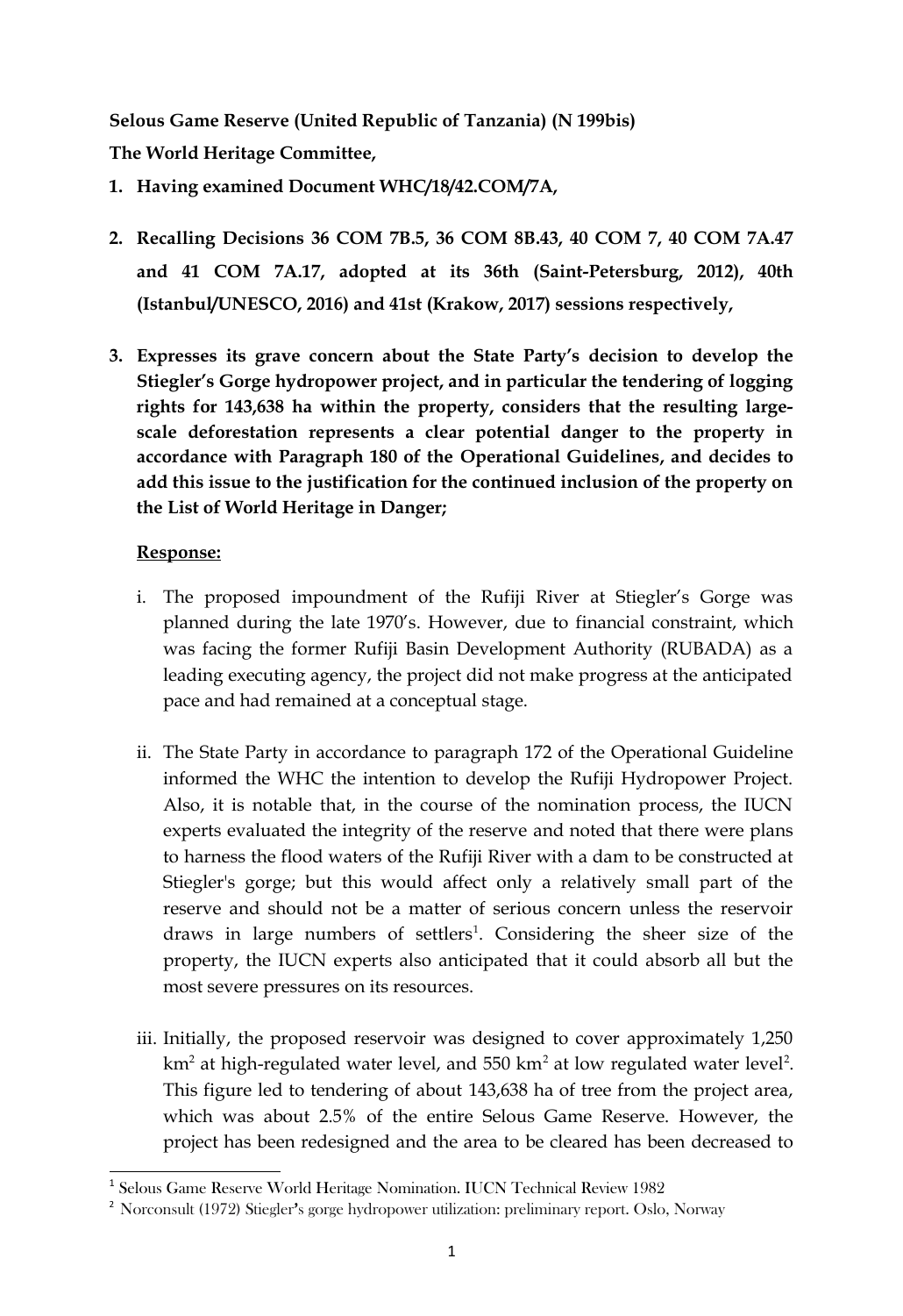**Selous Game Reserve (United Republic of Tanzania) (N 199bis)**

**The World Heritage Committee,**

1. **Having examined Document WHC/18/42.COM/7A,**

2. **Recalling Decisions 36 COM 7B.5, 36 COM 8B.43, 40 COM 7, 40 COM 7A.47 and 41 COM 7A.17, adopted at its 36th (Saint-Petersburg, 2012), 40th (Istanbul/UNESCO, 2016) and 41st (Krakow, 2017) sessions respectively,**

3. **Expresses its grave concern about the State Party's decision to develop the Stiegler's Gorge hydropower project, and in particular the tendering of logging rights for 143,638 ha within the property, considers that the resulting large-scale deforestation represents a clear potential danger to the property in accordance with Paragraph 180 of the Operational Guidelines, and decides to add this issue to the justification for the continued inclusion of the property on the List of World Heritage in Danger;**

   **Response:**

   i. The proposed impoundment of the Rufiji River at Stiegler's Gorge was planned during the late 1970's. However, due to financial constraint, which was facing the former Rufiji Basin Development Authority (RUBADA) as a leading executing agency, the project did not make progress at the anticipated pace and had remained at a conceptual stage.

   ii. The State Party in accordance to paragraph 172 of the Operational Guideline informed the WHC the intention to develop the Rufiji Hydropower Project. Also, it is notable that, in the course of the nomination process, the IUCN experts evaluated the integrity of the reserve and noted that there were plans to harness the flood waters of the Rufiji River with a dam to be constructed at Stiegler's gorge; but this would affect only a relatively small part of the reserve and should not be a matter of serious concern unless the reservoir draws in large numbers of settlers[1]. Considering the sheer size of the property, the IUCN experts also anticipated that it could absorb all but the most severe pressures on its resources.

   iii. Initially, the proposed reservoir was designed to cover approximately 1,250 $km^2$ at high-regulated water level, and 550 $km^2$ at low regulated water level[2]. This figure led to tendering of about 143,638 ha of tree from the project area, which was about 2.5% of the entire Selous Game Reserve. However, the project has been redesigned and the area to be cleared has been decreased to

---

[1] Selous Game Reserve World Heritage Nomination. IUCN Technical Review 1982

[2] Norconsult (1972) Stiegler's gorge hydropower utilization: preliminary report. Oslo, Norway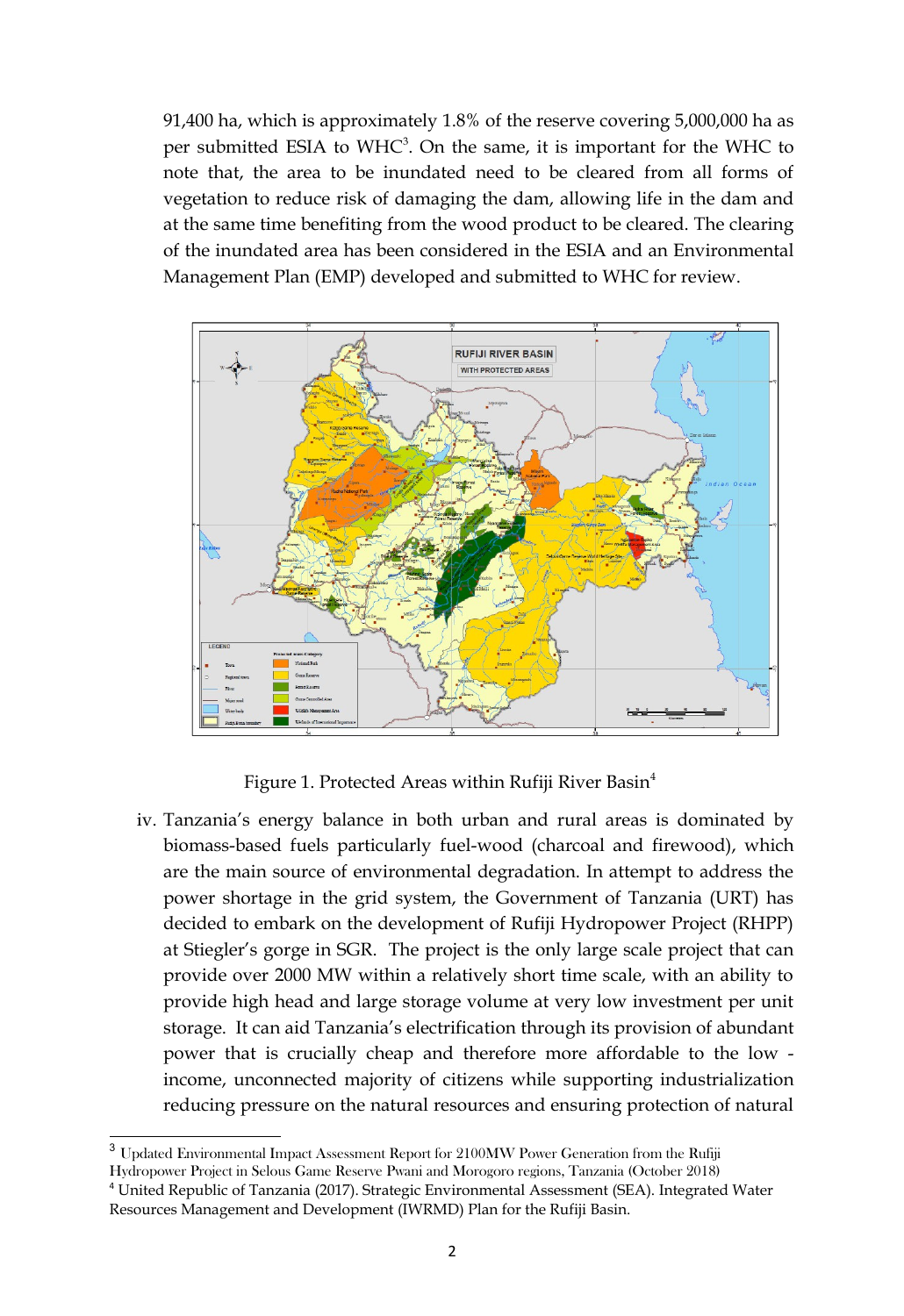91,400 ha, which is approximately 1.8% of the reserve covering 5,000,000 ha as per submitted ESIA to WHC[3]. On the same, it is important for the WHC to note that, the area to be inundated need to be cleared from all forms of vegetation to reduce risk of damaging the dam, allowing life in the dam and at the same time benefiting from the wood product to be cleared. The clearing of the inundated area has been considered in the ESIA and an Environmental Management Plan (EMP) developed and submitted to WHC for review.

Figure 1. Protected Areas within Rufiji River Basin[4]

iv. Tanzania's energy balance in both urban and rural areas is dominated by biomass-based fuels particularly fuel-wood (charcoal and firewood), which are the main source of environmental degradation. In attempt to address the power shortage in the grid system, the Government of Tanzania (URT) has decided to embark on the development of Rufiji Hydropower Project (RHPP) at Stiegler's gorge in SGR. The project is the only large scale project that can provide over 2000 MW within a relatively short time scale, with an ability to provide high head and large storage volume at very low investment per unit storage. It can aid Tanzania's electrification through its provision of abundant power that is crucially cheap and therefore more affordable to the low - income, unconnected majority of citizens while supporting industrialization reducing pressure on the natural resources and ensuring protection of natural

---

[3] Updated Environmental Impact Assessment Report for 2100MW Power Generation from the Rufiji Hydropower Project in Selous Game Reserve Pwani and Morogoro regions, Tanzania (October 2018)

[4] United Republic of Tanzania (2017). Strategic Environmental Assessment (SEA). Integrated Water Resources Management and Development (IWRMD) Plan for the Rufiji Basin.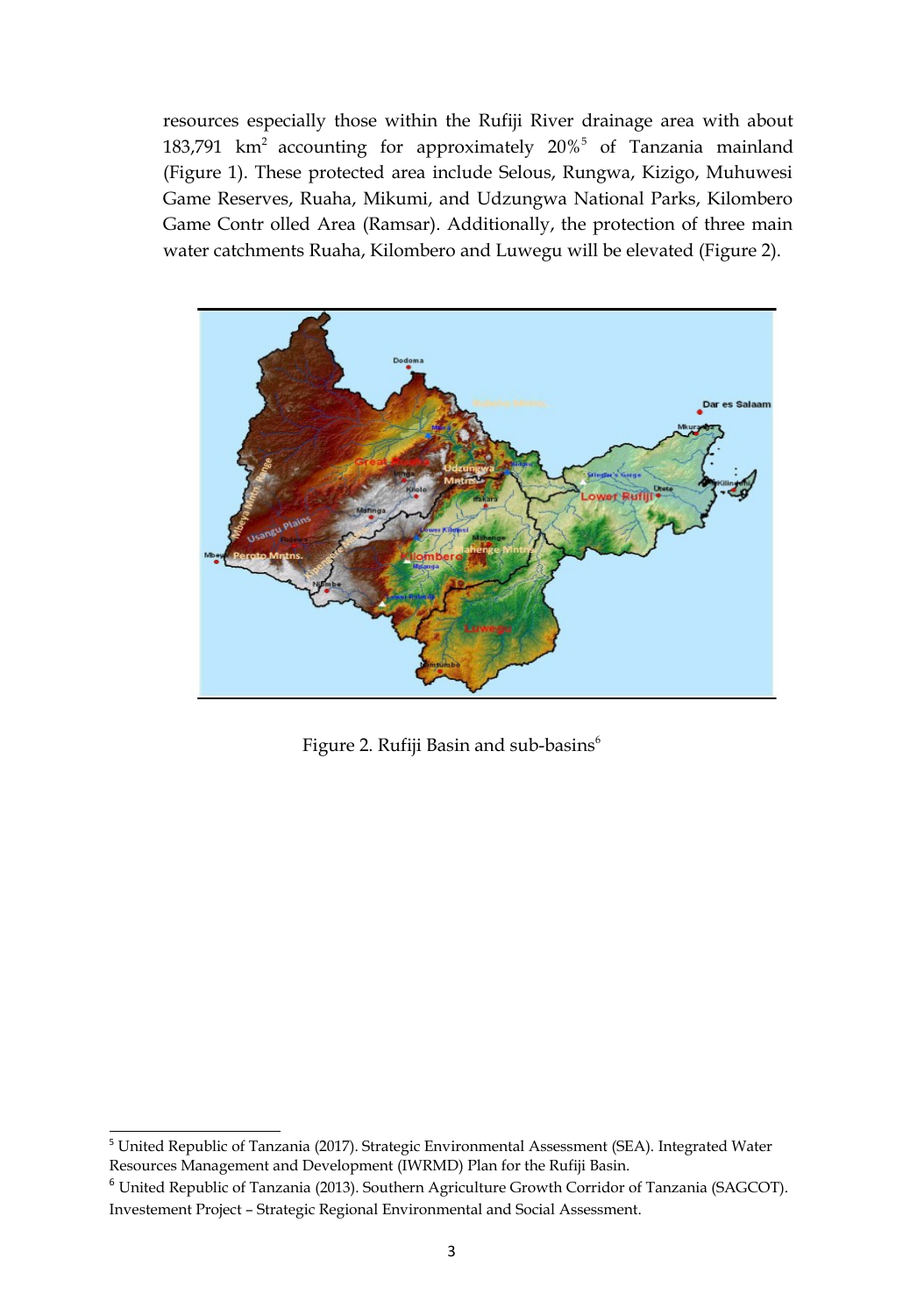resources especially those within the Rufiji River drainage area with about 183,791 km$^2$ accounting for approximately 20%[5] of Tanzania mainland (Figure 1). These protected area include Selous, Rungwa, Kizigo, Muhuwesi Game Reserves, Ruaha, Mikumi, and Udzungwa National Parks, Kilombero Game Contr olled Area (Ramsar). Additionally, the protection of three main water catchments Ruaha, Kilombero and Luwegu will be elevated (Figure 2).

Figure 2. Rufiji Basin and sub-basins[6]

---

[5] United Republic of Tanzania (2017). Strategic Environmental Assessment (SEA). Integrated Water Resources Management and Development (IWRMD) Plan for the Rufiji Basin.

[6] United Republic of Tanzania (2013). Southern Agriculture Growth Corridor of Tanzania (SAGCOT). Investement Project – Strategic Regional Environmental and Social Assessment.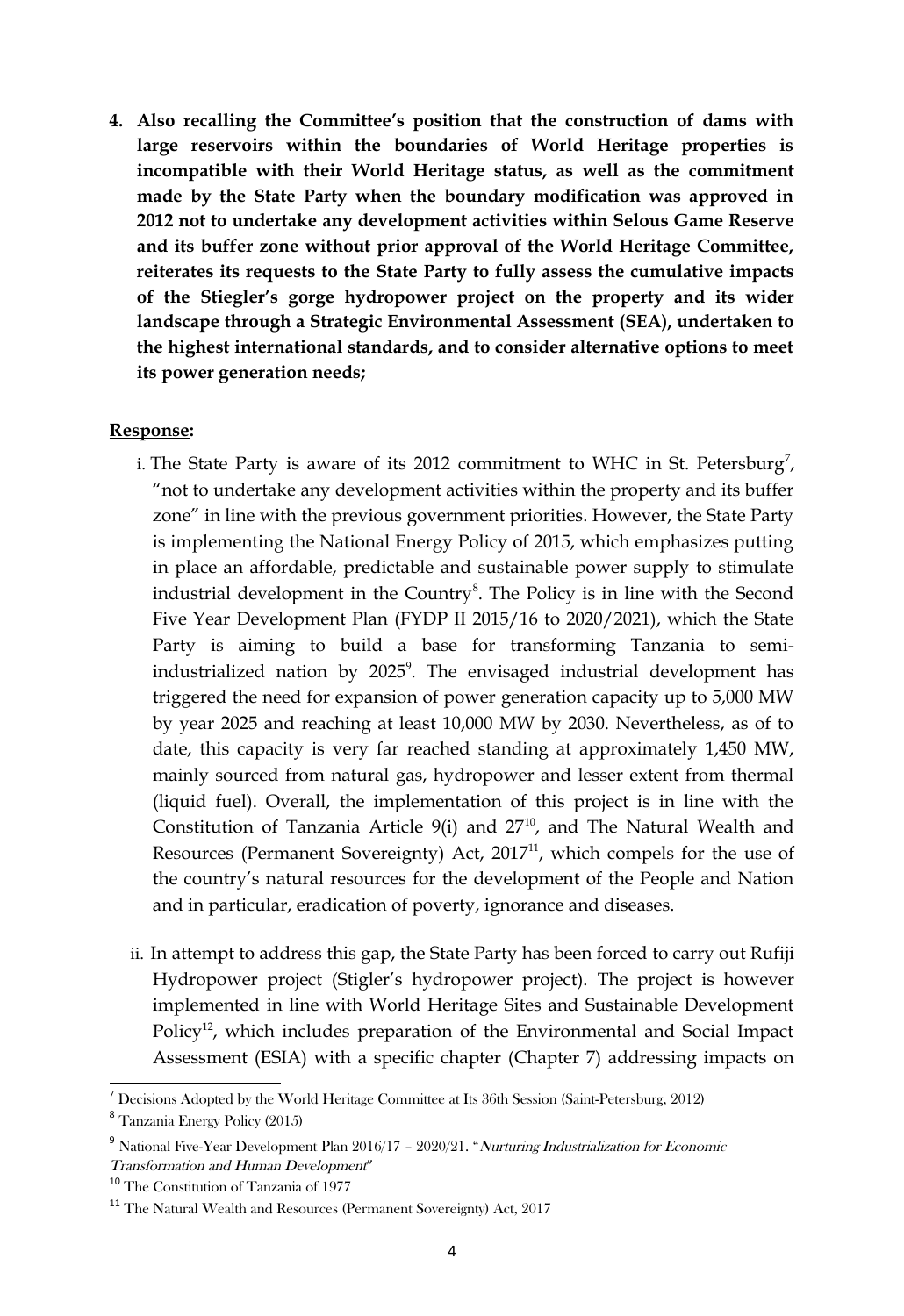**4. Also recalling the Committee's position that the construction of dams with large reservoirs within the boundaries of World Heritage properties is incompatible with their World Heritage status, as well as the commitment made by the State Party when the boundary modification was approved in 2012 not to undertake any development activities within Selous Game Reserve and its buffer zone without prior approval of the World Heritage Committee, reiterates its requests to the State Party to fully assess the cumulative impacts of the Stiegler's gorge hydropower project on the property and its wider landscape through a Strategic Environmental Assessment (SEA), undertaken to the highest international standards, and to consider alternative options to meet its power generation needs;**

**Response:**

i. The State Party is aware of its 2012 commitment to WHC in St. Petersburg[7], "not to undertake any development activities within the property and its buffer zone" in line with the previous government priorities. However, the State Party is implementing the National Energy Policy of 2015, which emphasizes putting in place an affordable, predictable and sustainable power supply to stimulate industrial development in the Country[8]. The Policy is in line with the Second Five Year Development Plan (FYDP II 2015/16 to 2020/2021), which the State Party is aiming to build a base for transforming Tanzania to semi-industrialized nation by 2025[9]. The envisaged industrial development has triggered the need for expansion of power generation capacity up to 5,000 MW by year 2025 and reaching at least 10,000 MW by 2030. Nevertheless, as of to date, this capacity is very far reached standing at approximately 1,450 MW, mainly sourced from natural gas, hydropower and lesser extent from thermal (liquid fuel). Overall, the implementation of this project is in line with the Constitution of Tanzania Article 9(i) and 27[10], and The Natural Wealth and Resources (Permanent Sovereignty) Act, 2017[11], which compels for the use of the country's natural resources for the development of the People and Nation and in particular, eradication of poverty, ignorance and diseases.

ii. In attempt to address this gap, the State Party has been forced to carry out Rufiji Hydropower project (Stigler's hydropower project). The project is however implemented in line with World Heritage Sites and Sustainable Development Policy[12], which includes preparation of the Environmental and Social Impact Assessment (ESIA) with a specific chapter (Chapter 7) addressing impacts on

---

[7] Decisions Adopted by the World Heritage Committee at Its 36th Session (Saint-Petersburg, 2012)

[8] Tanzania Energy Policy (2015)

[9] National Five-Year Development Plan 2016/17 – 2020/21. "*Nurturing Industrialization for Economic Transformation and Human Development*"

[10] The Constitution of Tanzania of 1977

[11] The Natural Wealth and Resources (Permanent Sovereignty) Act, 2017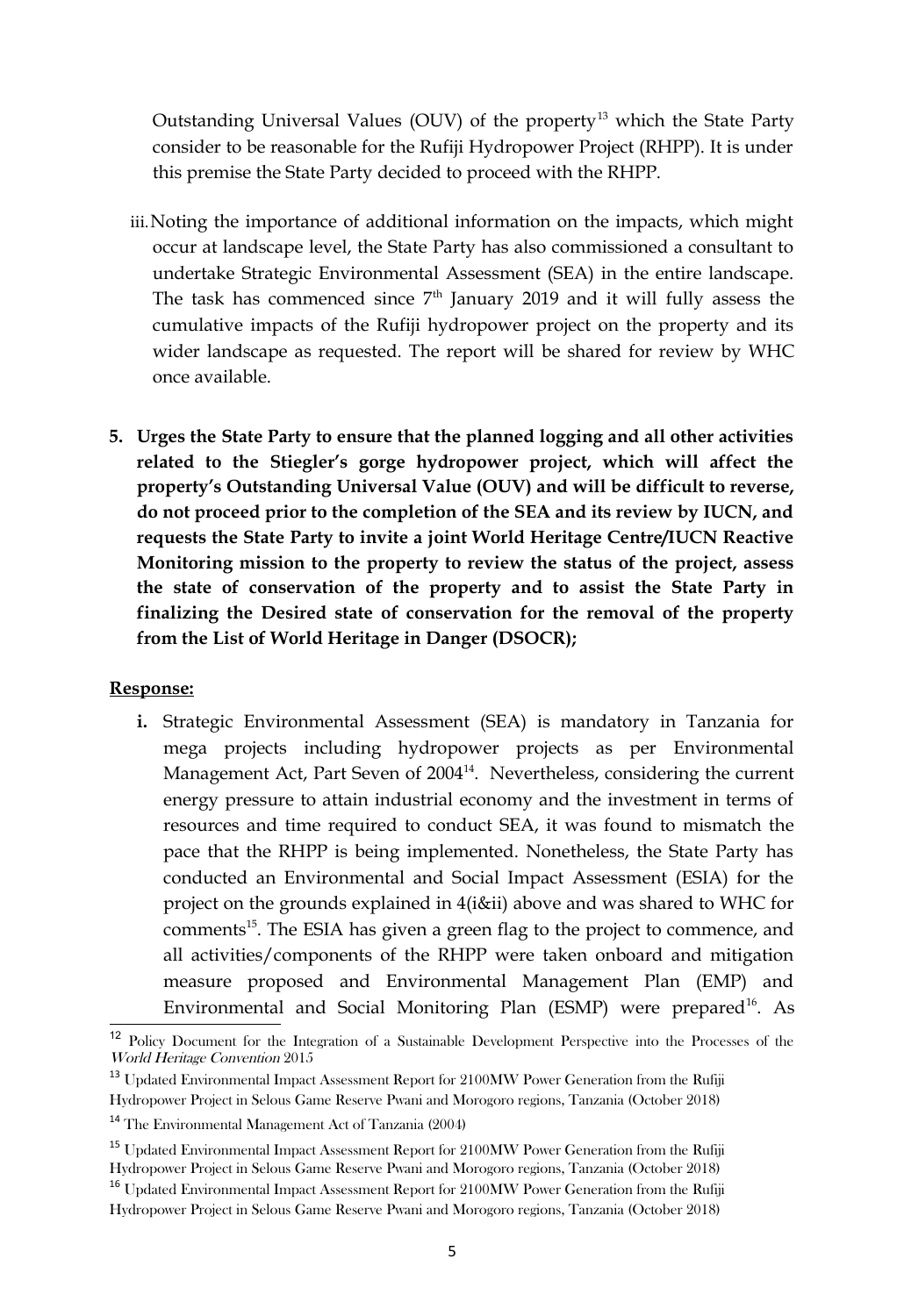Outstanding Universal Values (OUV) of the property[13] which the State Party consider to be reasonable for the Rufiji Hydropower Project (RHPP). It is under this premise the State Party decided to proceed with the RHPP.

iii. Noting the importance of additional information on the impacts, which might occur at landscape level, the State Party has also commissioned a consultant to undertake Strategic Environmental Assessment (SEA) in the entire landscape. The task has commenced since 7[th] January 2019 and it will fully assess the cumulative impacts of the Rufiji hydropower project on the property and its wider landscape as requested. The report will be shared for review by WHC once available.

**5. Urges the State Party to ensure that the planned logging and all other activities related to the Stiegler's gorge hydropower project, which will affect the property's Outstanding Universal Value (OUV) and will be difficult to reverse, do not proceed prior to the completion of the SEA and its review by IUCN, and requests the State Party to invite a joint World Heritage Centre/IUCN Reactive Monitoring mission to the property to review the status of the project, assess the state of conservation of the property and to assist the State Party in finalizing the Desired state of conservation for the removal of the property from the List of World Heritage in Danger (DSOCR);**

**Response:**

**i.** Strategic Environmental Assessment (SEA) is mandatory in Tanzania for mega projects including hydropower projects as per Environmental Management Act, Part Seven of 2004[14]. Nevertheless, considering the current energy pressure to attain industrial economy and the investment in terms of resources and time required to conduct SEA, it was found to mismatch the pace that the RHPP is being implemented. Nonetheless, the State Party has conducted an Environmental and Social Impact Assessment (ESIA) for the project on the grounds explained in 4(i&ii) above and was shared to WHC for comments[15]. The ESIA has given a green flag to the project to commence, and all activities/components of the RHPP were taken onboard and mitigation measure proposed and Environmental Management Plan (EMP) and Environmental and Social Monitoring Plan (ESMP) were prepared[16]. As

---

[12] Policy Document for the Integration of a Sustainable Development Perspective into the Processes of the *World Heritage Convention* 2015

[13] Updated Environmental Impact Assessment Report for 2100MW Power Generation from the Rufiji Hydropower Project in Selous Game Reserve Pwani and Morogoro regions, Tanzania (October 2018)

[14] The Environmental Management Act of Tanzania (2004)

[15] Updated Environmental Impact Assessment Report for 2100MW Power Generation from the Rufiji Hydropower Project in Selous Game Reserve Pwani and Morogoro regions, Tanzania (October 2018)

[16] Updated Environmental Impact Assessment Report for 2100MW Power Generation from the Rufiji Hydropower Project in Selous Game Reserve Pwani and Morogoro regions, Tanzania (October 2018)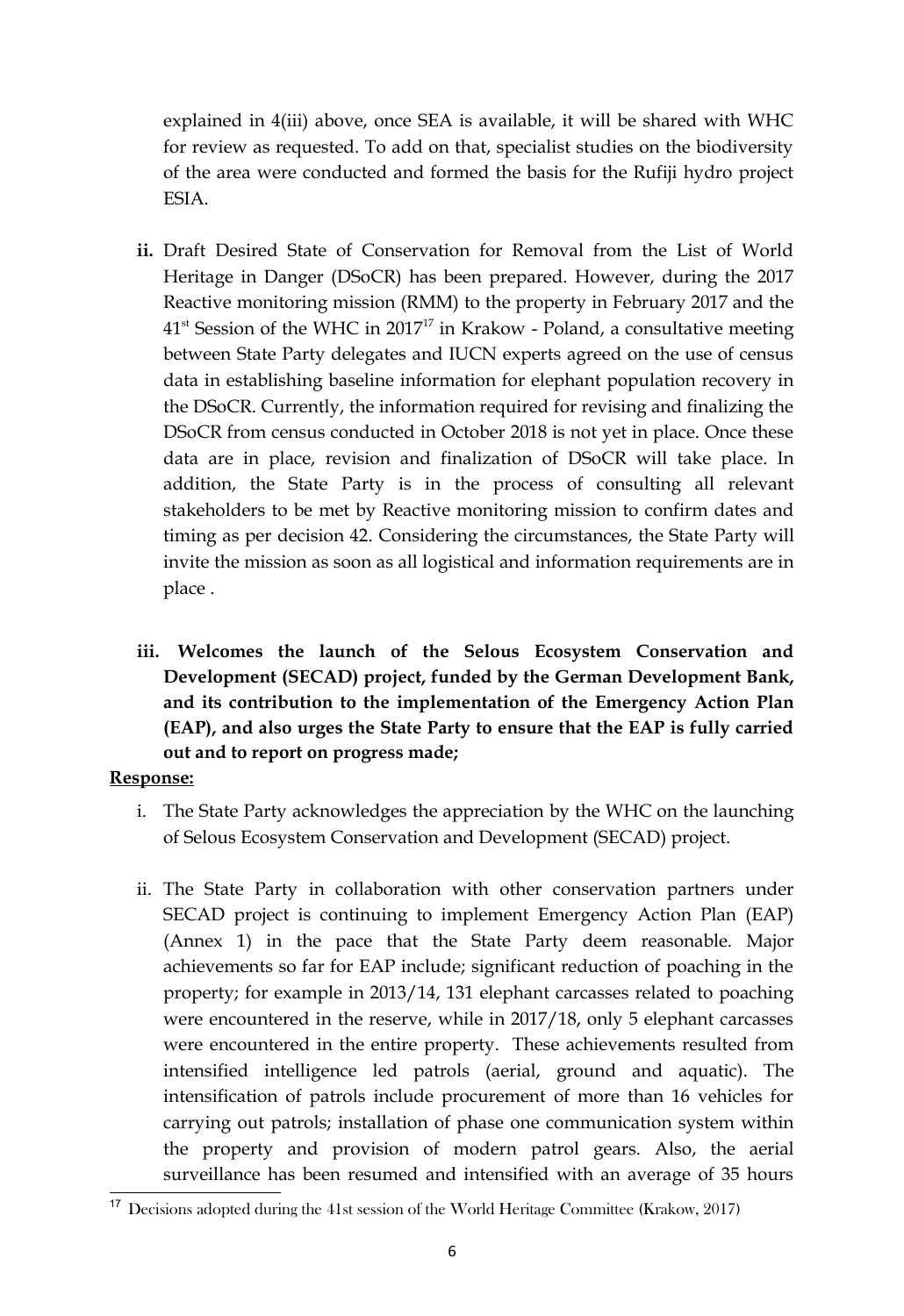explained in 4(iii) above, once SEA is available, it will be shared with WHC for review as requested. To add on that, specialist studies on the biodiversity of the area were conducted and formed the basis for the Rufiji hydro project ESIA.

**ii.** Draft Desired State of Conservation for Removal from the List of World Heritage in Danger (DSoCR) has been prepared. However, during the 2017 Reactive monitoring mission (RMM) to the property in February 2017 and the 41st Session of the WHC in 2017[17] in Krakow - Poland, a consultative meeting between State Party delegates and IUCN experts agreed on the use of census data in establishing baseline information for elephant population recovery in the DSoCR. Currently, the information required for revising and finalizing the DSoCR from census conducted in October 2018 is not yet in place. Once these data are in place, revision and finalization of DSoCR will take place. In addition, the State Party is in the process of consulting all relevant stakeholders to be met by Reactive monitoring mission to confirm dates and timing as per decision 42. Considering the circumstances, the State Party will invite the mission as soon as all logistical and information requirements are in place .

**iii. Welcomes the launch of the Selous Ecosystem Conservation and Development (SECAD) project, funded by the German Development Bank, and its contribution to the implementation of the Emergency Action Plan (EAP), and also urges the State Party to ensure that the EAP is fully carried out and to report on progress made;**

**Response:**

i. The State Party acknowledges the appreciation by the WHC on the launching of Selous Ecosystem Conservation and Development (SECAD) project.

ii. The State Party in collaboration with other conservation partners under SECAD project is continuing to implement Emergency Action Plan (EAP) (Annex 1) in the pace that the State Party deem reasonable. Major achievements so far for EAP include; significant reduction of poaching in the property; for example in 2013/14, 131 elephant carcasses related to poaching were encountered in the reserve, while in 2017/18, only 5 elephant carcasses were encountered in the entire property. These achievements resulted from intensified intelligence led patrols (aerial, ground and aquatic). The intensification of patrols include procurement of more than 16 vehicles for carrying out patrols; installation of phase one communication system within the property and provision of modern patrol gears. Also, the aerial surveillance has been resumed and intensified with an average of 35 hours

[17] Decisions adopted during the 41st session of the World Heritage Committee (Krakow, 2017)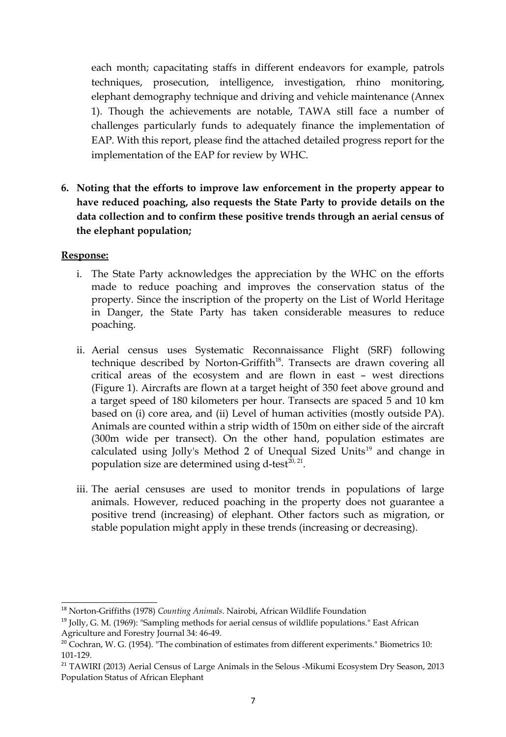each month; capacitating staffs in different endeavors for example, patrols techniques, prosecution, intelligence, investigation, rhino monitoring, elephant demography technique and driving and vehicle maintenance (Annex 1). Though the achievements are notable, TAWA still face a number of challenges particularly funds to adequately finance the implementation of EAP. With this report, please find the attached detailed progress report for the implementation of the EAP for review by WHC.

6. **Noting that the efforts to improve law enforcement in the property appear to have reduced poaching, also requests the State Party to provide details on the data collection and to confirm these positive trends through an aerial census of the elephant population;**

**Response:**

i. The State Party acknowledges the appreciation by the WHC on the efforts made to reduce poaching and improves the conservation status of the property. Since the inscription of the property on the List of World Heritage in Danger, the State Party has taken considerable measures to reduce poaching.

ii. Aerial census uses Systematic Reconnaissance Flight (SRF) following technique described by Norton-Griffith[18]. Transects are drawn covering all critical areas of the ecosystem and are flown in east – west directions (Figure 1). Aircrafts are flown at a target height of 350 feet above ground and a target speed of 180 kilometers per hour. Transects are spaced 5 and 10 km based on (i) core area, and (ii) Level of human activities (mostly outside PA). Animals are counted within a strip width of 150m on either side of the aircraft (300m wide per transect). On the other hand, population estimates are calculated using Jolly's Method 2 of Unequal Sized Units[19] and change in population size are determined using d-test[20, 21].

iii. The aerial censuses are used to monitor trends in populations of large animals. However, reduced poaching in the property does not guarantee a positive trend (increasing) of elephant. Other factors such as migration, or stable population might apply in these trends (increasing or decreasing).

---

[18] Norton-Griffiths (1978) *Counting Animals*. Nairobi, African Wildlife Foundation

[19] Jolly, G. M. (1969): "Sampling methods for aerial census of wildlife populations." East African Agriculture and Forestry Journal 34: 46-49.

[20] Cochran, W. G. (1954). "The combination of estimates from different experiments." Biometrics 10: 101-129.

[21] TAWIRI (2013) Aerial Census of Large Animals in the Selous -Mikumi Ecosystem Dry Season, 2013 Population Status of African Elephant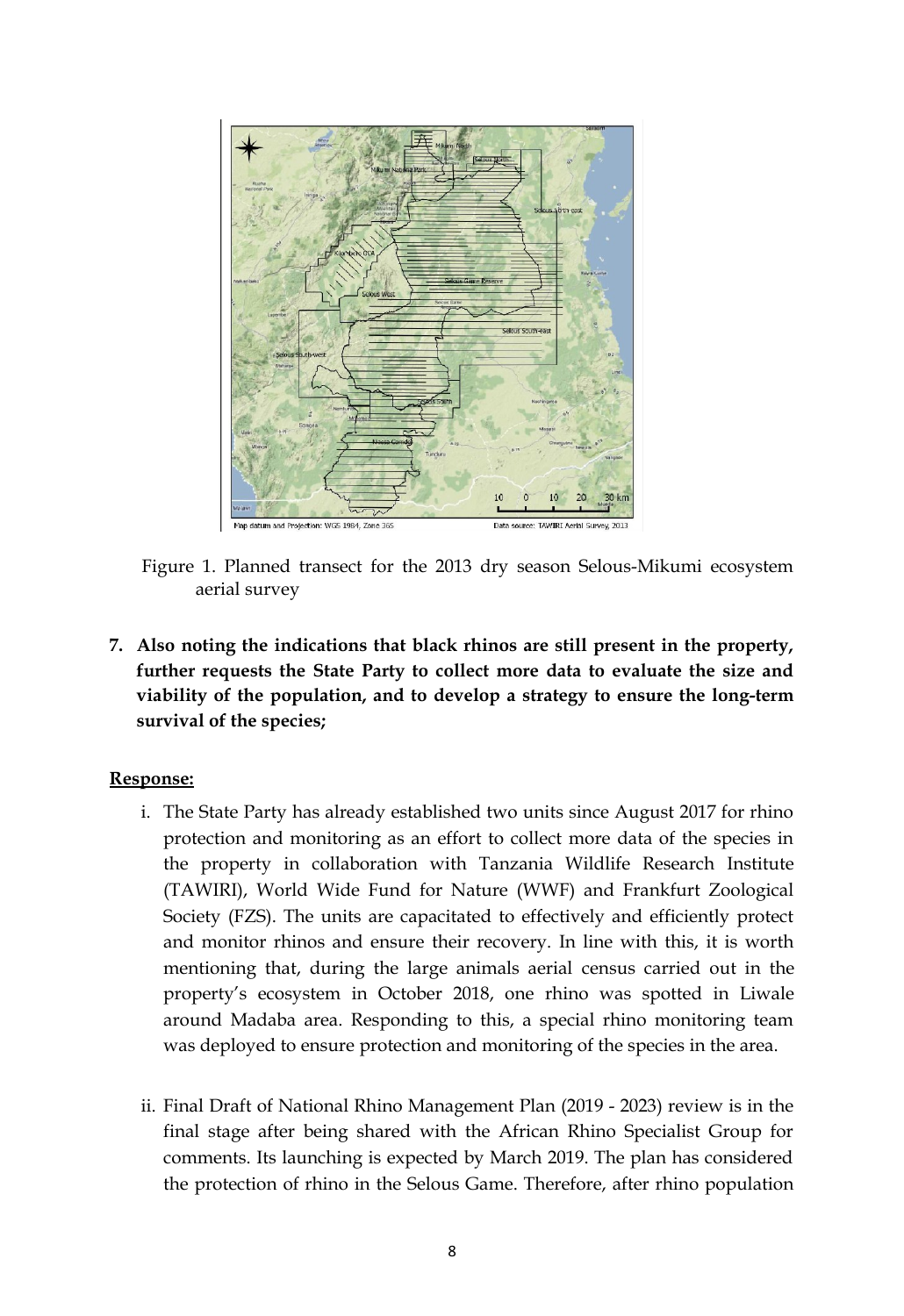Figure 1. Planned transect for the 2013 dry season Selous-Mikumi ecosystem aerial survey

7. **Also noting the indications that black rhinos are still present in the property, further requests the State Party to collect more data to evaluate the size and viability of the population, and to develop a strategy to ensure the long-term survival of the species;**

**Response:**

i. The State Party has already established two units since August 2017 for rhino protection and monitoring as an effort to collect more data of the species in the property in collaboration with Tanzania Wildlife Research Institute (TAWIRI), World Wide Fund for Nature (WWF) and Frankfurt Zoological Society (FZS). The units are capacitated to effectively and efficiently protect and monitor rhinos and ensure their recovery. In line with this, it is worth mentioning that, during the large animals aerial census carried out in the property's ecosystem in October 2018, one rhino was spotted in Liwale around Madaba area. Responding to this, a special rhino monitoring team was deployed to ensure protection and monitoring of the species in the area.

ii. Final Draft of National Rhino Management Plan (2019 - 2023) review is in the final stage after being shared with the African Rhino Specialist Group for comments. Its launching is expected by March 2019. The plan has considered the protection of rhino in the Selous Game. Therefore, after rhino population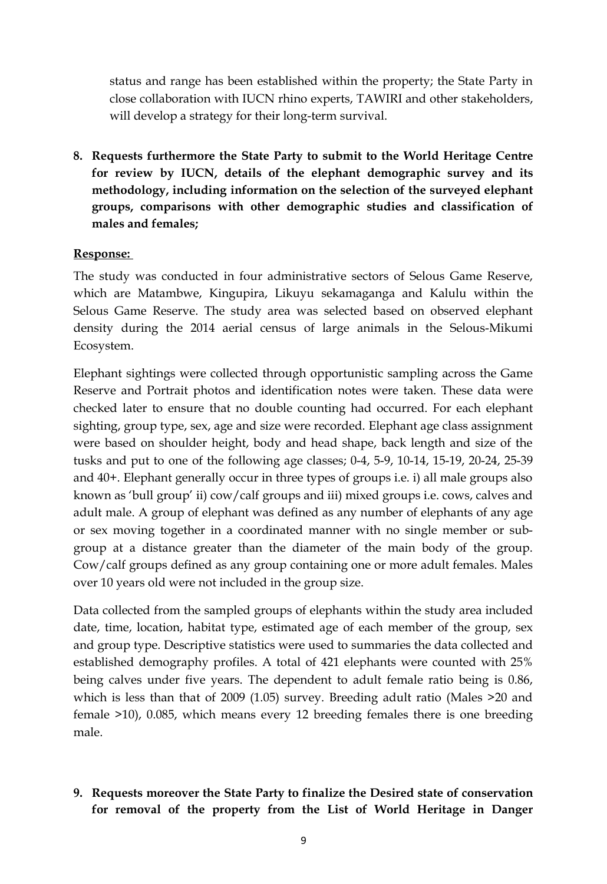status and range has been established within the property; the State Party in close collaboration with IUCN rhino experts, TAWIRI and other stakeholders, will develop a strategy for their long-term survival.

8. **Requests furthermore the State Party to submit to the World Heritage Centre for review by IUCN, details of the elephant demographic survey and its methodology, including information on the selection of the surveyed elephant groups, comparisons with other demographic studies and classification of males and females;**

**Response:**

The study was conducted in four administrative sectors of Selous Game Reserve, which are Matambwe, Kingupira, Likuyu sekamaganga and Kalulu within the Selous Game Reserve. The study area was selected based on observed elephant density during the 2014 aerial census of large animals in the Selous-Mikumi Ecosystem.

Elephant sightings were collected through opportunistic sampling across the Game Reserve and Portrait photos and identification notes were taken. These data were checked later to ensure that no double counting had occurred. For each elephant sighting, group type, sex, age and size were recorded. Elephant age class assignment were based on shoulder height, body and head shape, back length and size of the tusks and put to one of the following age classes; 0-4, 5-9, 10-14, 15-19, 20-24, 25-39 and 40+. Elephant generally occur in three types of groups i.e. i) all male groups also known as 'bull group' ii) cow/calf groups and iii) mixed groups i.e. cows, calves and adult male. A group of elephant was defined as any number of elephants of any age or sex moving together in a coordinated manner with no single member or sub-group at a distance greater than the diameter of the main body of the group. Cow/calf groups defined as any group containing one or more adult females. Males over 10 years old were not included in the group size.

Data collected from the sampled groups of elephants within the study area included date, time, location, habitat type, estimated age of each member of the group, sex and group type. Descriptive statistics were used to summaries the data collected and established demography profiles. A total of 421 elephants were counted with 25% being calves under five years. The dependent to adult female ratio being is 0.86, which is less than that of 2009 (1.05) survey. Breeding adult ratio (Males >20 and female >10), 0.085, which means every 12 breeding females there is one breeding male.

9. **Requests moreover the State Party to finalize the Desired state of conservation for removal of the property from the List of World Heritage in Danger**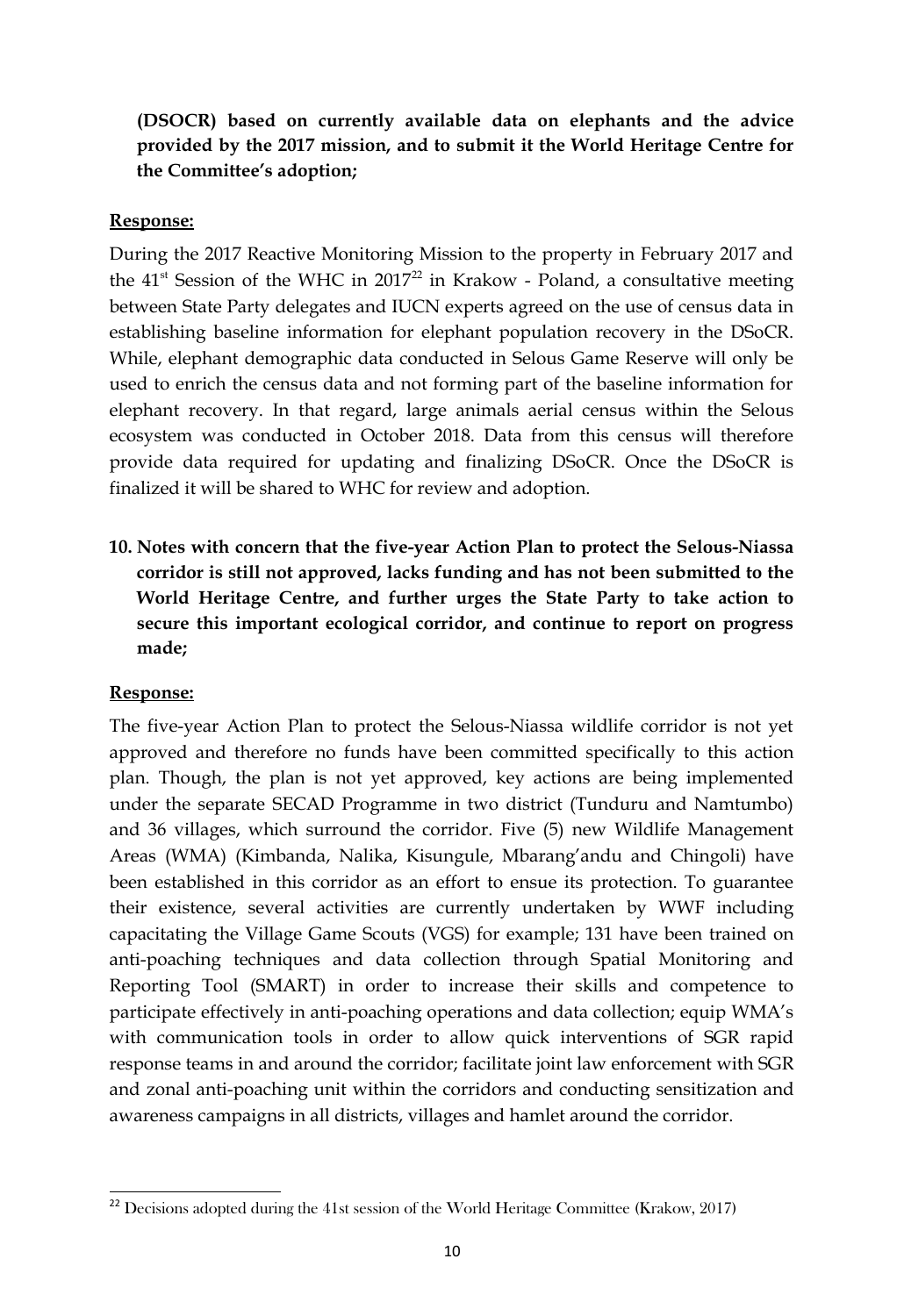**(DSOCR) based on currently available data on elephants and the advice provided by the 2017 mission, and to submit it the World Heritage Centre for the Committee's adoption;**

**Response:**

During the 2017 Reactive Monitoring Mission to the property in February 2017 and the 41[st] Session of the WHC in 2017[22] in Krakow - Poland, a consultative meeting between State Party delegates and IUCN experts agreed on the use of census data in establishing baseline information for elephant population recovery in the DSoCR. While, elephant demographic data conducted in Selous Game Reserve will only be used to enrich the census data and not forming part of the baseline information for elephant recovery. In that regard, large animals aerial census within the Selous ecosystem was conducted in October 2018. Data from this census will therefore provide data required for updating and finalizing DSoCR. Once the DSoCR is finalized it will be shared to WHC for review and adoption.

10. **Notes with concern that the five-year Action Plan to protect the Selous-Niassa corridor is still not approved, lacks funding and has not been submitted to the World Heritage Centre, and further urges the State Party to take action to secure this important ecological corridor, and continue to report on progress made;**

**Response:**

The five-year Action Plan to protect the Selous-Niassa wildlife corridor is not yet approved and therefore no funds have been committed specifically to this action plan. Though, the plan is not yet approved, key actions are being implemented under the separate SECAD Programme in two district (Tunduru and Namtumbo) and 36 villages, which surround the corridor. Five (5) new Wildlife Management Areas (WMA) (Kimbanda, Nalika, Kisungule, Mbarang'andu and Chingoli) have been established in this corridor as an effort to ensue its protection. To guarantee their existence, several activities are currently undertaken by WWF including capacitating the Village Game Scouts (VGS) for example; 131 have been trained on anti-poaching techniques and data collection through Spatial Monitoring and Reporting Tool (SMART) in order to increase their skills and competence to participate effectively in anti-poaching operations and data collection; equip WMA's with communication tools in order to allow quick interventions of SGR rapid response teams in and around the corridor; facilitate joint law enforcement with SGR and zonal anti-poaching unit within the corridors and conducting sensitization and awareness campaigns in all districts, villages and hamlet around the corridor.

---

[22] Decisions adopted during the 41st session of the World Heritage Committee (Krakow, 2017)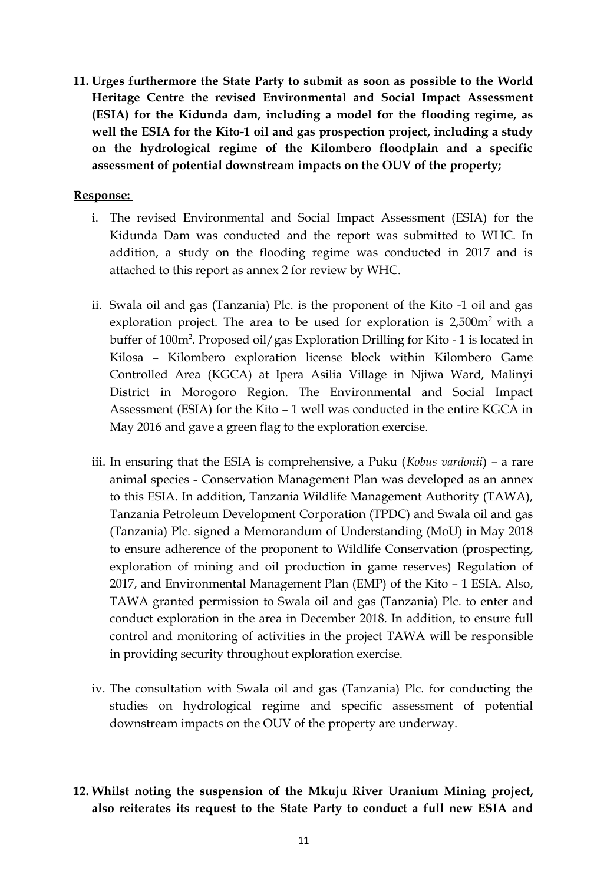**11. Urges furthermore the State Party to submit as soon as possible to the World Heritage Centre the revised Environmental and Social Impact Assessment (ESIA) for the Kidunda dam, including a model for the flooding regime, as well the ESIA for the Kito-1 oil and gas prospection project, including a study on the hydrological regime of the Kilombero floodplain and a specific assessment of potential downstream impacts on the OUV of the property;**

**Response:**

i. The revised Environmental and Social Impact Assessment (ESIA) for the Kidunda Dam was conducted and the report was submitted to WHC. In addition, a study on the flooding regime was conducted in 2017 and is attached to this report as annex 2 for review by WHC.

ii. Swala oil and gas (Tanzania) Plc. is the proponent of the Kito -1 oil and gas exploration project. The area to be used for exploration is 2,500m$^2$ with a buffer of 100m$^2$. Proposed oil/gas Exploration Drilling for Kito - 1 is located in Kilosa – Kilombero exploration license block within Kilombero Game Controlled Area (KGCA) at Ipera Asilia Village in Njiwa Ward, Malinyi District in Morogoro Region. The Environmental and Social Impact Assessment (ESIA) for the Kito – 1 well was conducted in the entire KGCA in May 2016 and gave a green flag to the exploration exercise.

iii. In ensuring that the ESIA is comprehensive, a Puku (*Kobus vardonii*) – a rare animal species - Conservation Management Plan was developed as an annex to this ESIA. In addition, Tanzania Wildlife Management Authority (TAWA), Tanzania Petroleum Development Corporation (TPDC) and Swala oil and gas (Tanzania) Plc. signed a Memorandum of Understanding (MoU) in May 2018 to ensure adherence of the proponent to Wildlife Conservation (prospecting, exploration of mining and oil production in game reserves) Regulation of 2017, and Environmental Management Plan (EMP) of the Kito – 1 ESIA. Also, TAWA granted permission to Swala oil and gas (Tanzania) Plc. to enter and conduct exploration in the area in December 2018. In addition, to ensure full control and monitoring of activities in the project TAWA will be responsible in providing security throughout exploration exercise.

iv. The consultation with Swala oil and gas (Tanzania) Plc. for conducting the studies on hydrological regime and specific assessment of potential downstream impacts on the OUV of the property are underway.

**12. Whilst noting the suspension of the Mkuju River Uranium Mining project, also reiterates its request to the State Party to conduct a full new ESIA and**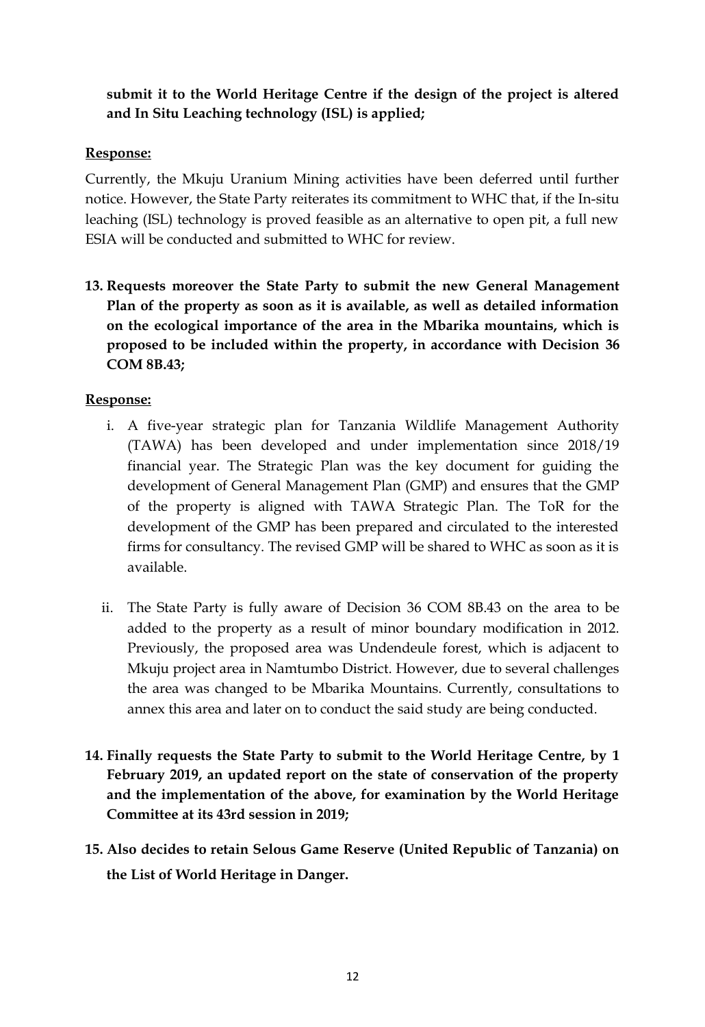**submit it to the World Heritage Centre if the design of the project is altered and In Situ Leaching technology (ISL) is applied;**

**Response:**

Currently, the Mkuju Uranium Mining activities have been deferred until further notice. However, the State Party reiterates its commitment to WHC that, if the In-situ leaching (ISL) technology is proved feasible as an alternative to open pit, a full new ESIA will be conducted and submitted to WHC for review.

13. **Requests moreover the State Party to submit the new General Management Plan of the property as soon as it is available, as well as detailed information on the ecological importance of the area in the Mbarika mountains, which is proposed to be included within the property, in accordance with Decision 36 COM 8B.43;**

**Response:**

i. A five-year strategic plan for Tanzania Wildlife Management Authority (TAWA) has been developed and under implementation since 2018/19 financial year. The Strategic Plan was the key document for guiding the development of General Management Plan (GMP) and ensures that the GMP of the property is aligned with TAWA Strategic Plan. The ToR for the development of the GMP has been prepared and circulated to the interested firms for consultancy. The revised GMP will be shared to WHC as soon as it is available.

ii. The State Party is fully aware of Decision 36 COM 8B.43 on the area to be added to the property as a result of minor boundary modification in 2012. Previously, the proposed area was Undendeule forest, which is adjacent to Mkuju project area in Namtumbo District. However, due to several challenges the area was changed to be Mbarika Mountains. Currently, consultations to annex this area and later on to conduct the said study are being conducted.

14. **Finally requests the State Party to submit to the World Heritage Centre, by 1 February 2019, an updated report on the state of conservation of the property and the implementation of the above, for examination by the World Heritage Committee at its 43rd session in 2019;**

15. **Also decides to retain Selous Game Reserve (United Republic of Tanzania) on the List of World Heritage in Danger.**